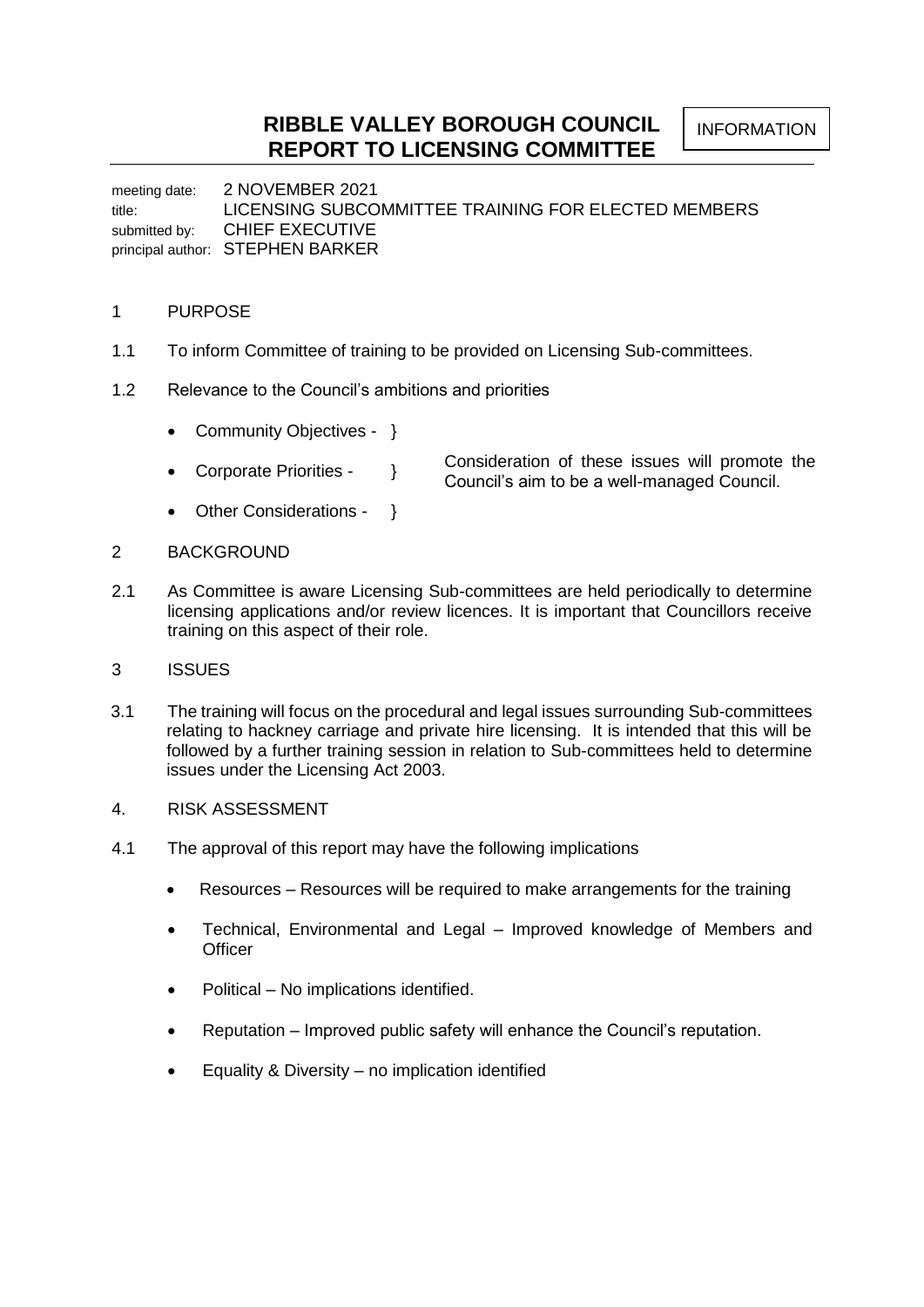# RIBBLE VALLEY BOROUGH COUNCIL REPORT TO LICENSING COMMITTEE

INFORMATION

meeting date: 2 NOVEMBER 2021
title: LICENSING SUBCOMMITTEE TRAINING FOR ELECTED MEMBERS
submitted by: CHIEF EXECUTIVE
principal author: STEPHEN BARKER

## 1 PURPOSE

1.1 To inform Committee of training to be provided on Licensing Sub-committees.

1.2 Relevance to the Council's ambitions and priorities

- Community Objectives - }
- Corporate Priorities - } Consideration of these issues will promote the Council's aim to be a well-managed Council.
- Other Considerations - }

## 2 BACKGROUND

2.1 As Committee is aware Licensing Sub-committees are held periodically to determine licensing applications and/or review licences. It is important that Councillors receive training on this aspect of their role.

## 3 ISSUES

3.1 The training will focus on the procedural and legal issues surrounding Sub-committees relating to hackney carriage and private hire licensing. It is intended that this will be followed by a further training session in relation to Sub-committees held to determine issues under the Licensing Act 2003.

## 4. RISK ASSESSMENT

4.1 The approval of this report may have the following implications

- Resources – Resources will be required to make arrangements for the training
- Technical, Environmental and Legal – Improved knowledge of Members and Officer
- Political – No implications identified.
- Reputation – Improved public safety will enhance the Council's reputation.
- Equality & Diversity – no implication identified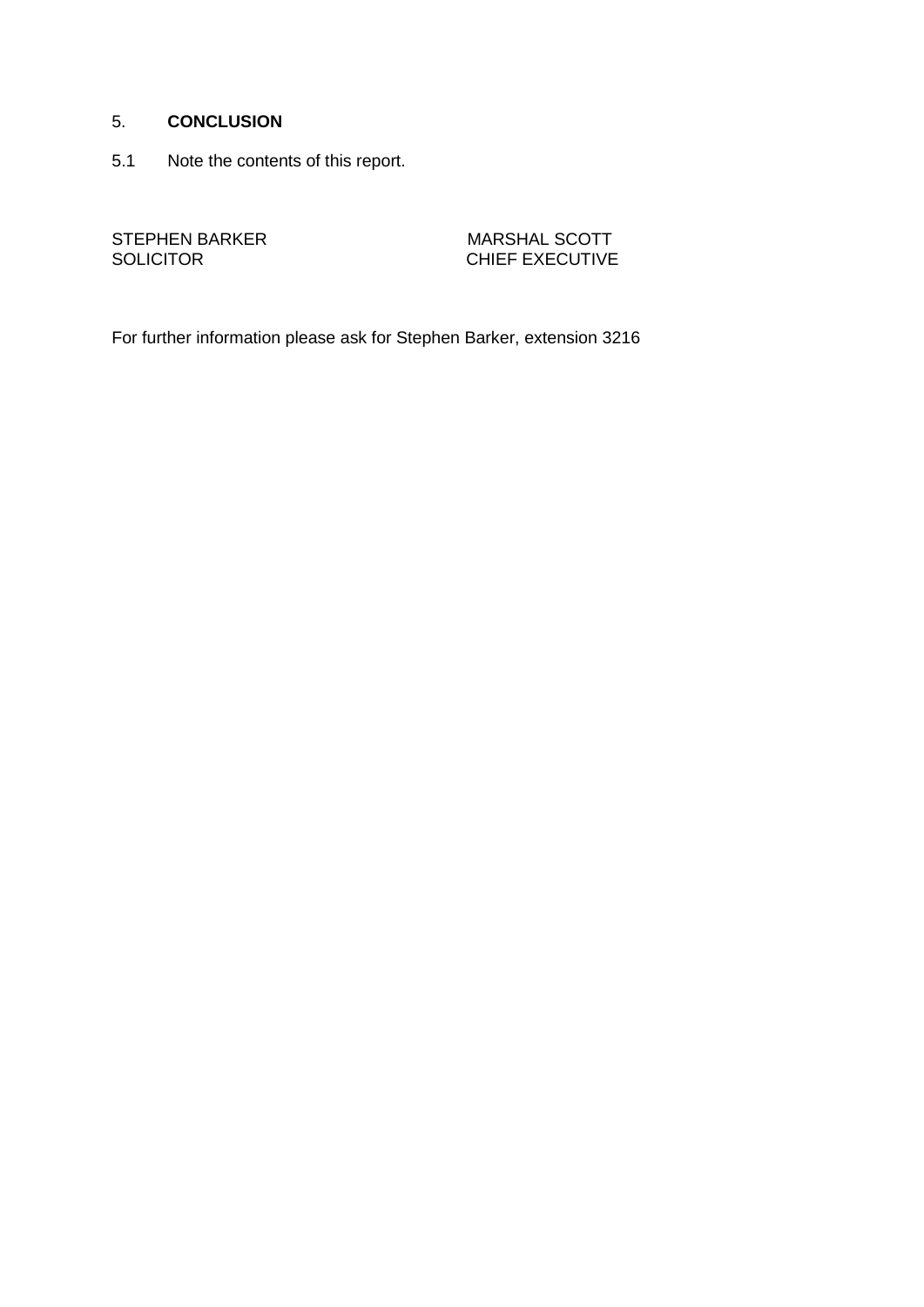## 5. CONCLUSION

5.1 Note the contents of this report.

| | |
|---|---|
| STEPHEN BARKER | MARSHAL SCOTT |
| SOLICITOR | CHIEF EXECUTIVE |

For further information please ask for Stephen Barker, extension 3216